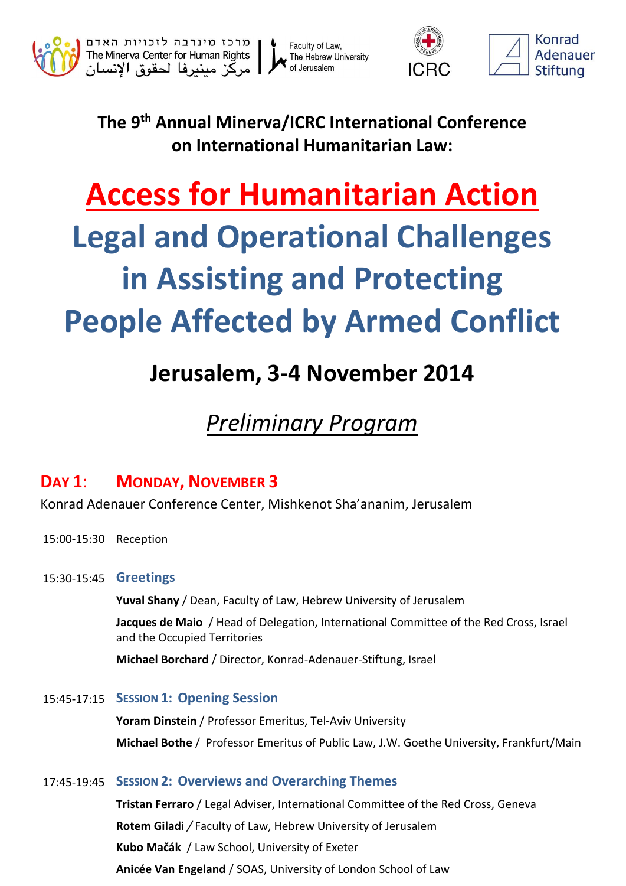מרכז מינרבה לזכויות האדם
The Minerva Center for Human Rights
مركز مينيرفا لحقوق الإنسان

Faculty of Law, The Hebrew University of Jerusalem

ICRC

Konrad Adenauer Stiftung

**The 9th Annual Minerva/ICRC International Conference on International Humanitarian Law:**

# Access for Humanitarian Action

# Legal and Operational Challenges in Assisting and Protecting People Affected by Armed Conflict

## Jerusalem, 3-4 November 2014

## *Preliminary Program*

## DAY 1: MONDAY, NOVEMBER 3

Konrad Adenauer Conference Center, Mishkenot Sha'ananim, Jerusalem

15:00-15:30 Reception

15:30-15:45 **Greetings**

**Yuval Shany** / Dean, Faculty of Law, Hebrew University of Jerusalem

**Jacques de Maio** / Head of Delegation, International Committee of the Red Cross, Israel and the Occupied Territories

**Michael Borchard** / Director, Konrad-Adenauer-Stiftung, Israel

15:45-17:15 **SESSION 1: Opening Session**

**Yoram Dinstein** / Professor Emeritus, Tel-Aviv University

**Michael Bothe** / Professor Emeritus of Public Law, J.W. Goethe University, Frankfurt/Main

17:45-19:45 **SESSION 2: Overviews and Overarching Themes**

**Tristan Ferraro** / Legal Adviser, International Committee of the Red Cross, Geneva

**Rotem Giladi** / Faculty of Law, Hebrew University of Jerusalem

**Kubo Mačák** / Law School, University of Exeter

**Anicée Van Engeland** / SOAS, University of London School of Law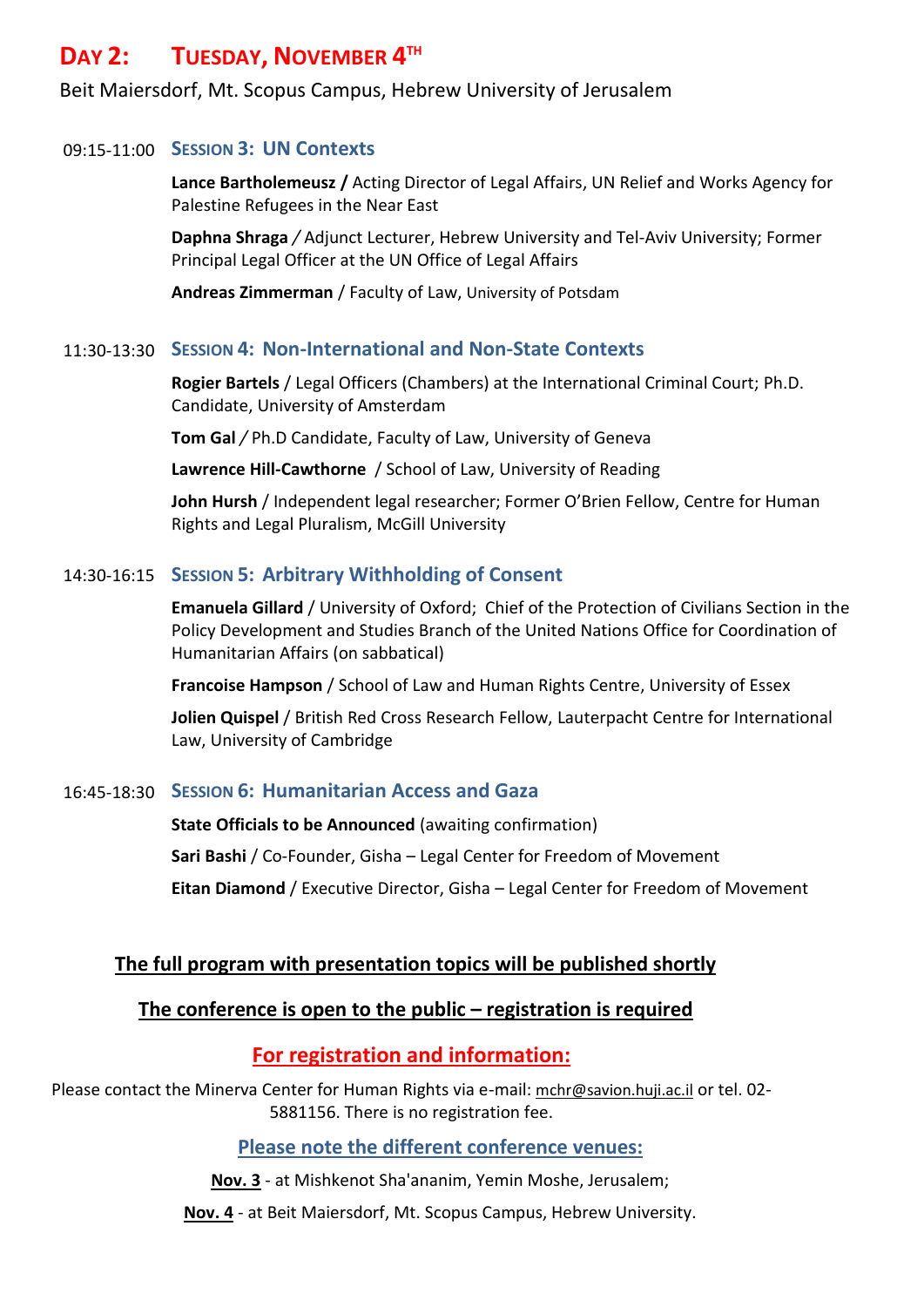# Day 2: Tuesday, November 4th

Beit Maiersdorf, Mt. Scopus Campus, Hebrew University of Jerusalem

## 09:15-11:00 Session 3: UN Contexts

**Lance Bartholemeusz /** Acting Director of Legal Affairs, UN Relief and Works Agency for Palestine Refugees in the Near East

**Daphna Shraga** / Adjunct Lecturer, Hebrew University and Tel-Aviv University; Former Principal Legal Officer at the UN Office of Legal Affairs

**Andreas Zimmerman** / Faculty of Law, University of Potsdam

## 11:30-13:30 Session 4: Non-International and Non-State Contexts

**Rogier Bartels** / Legal Officers (Chambers) at the International Criminal Court; Ph.D. Candidate, University of Amsterdam

**Tom Gal** / Ph.D Candidate, Faculty of Law, University of Geneva

**Lawrence Hill-Cawthorne** / School of Law, University of Reading

**John Hursh** / Independent legal researcher; Former O'Brien Fellow, Centre for Human Rights and Legal Pluralism, McGill University

## 14:30-16:15 Session 5: Arbitrary Withholding of Consent

**Emanuela Gillard** / University of Oxford; Chief of the Protection of Civilians Section in the Policy Development and Studies Branch of the United Nations Office for Coordination of Humanitarian Affairs (on sabbatical)

**Francoise Hampson** / School of Law and Human Rights Centre, University of Essex

**Jolien Quispel** / British Red Cross Research Fellow, Lauterpacht Centre for International Law, University of Cambridge

## 16:45-18:30 Session 6: Humanitarian Access and Gaza

**State Officials to be Announced** (awaiting confirmation)

**Sari Bashi** / Co-Founder, Gisha – Legal Center for Freedom of Movement

**Eitan Diamond** / Executive Director, Gisha – Legal Center for Freedom of Movement

**The full program with presentation topics will be published shortly**

**The conference is open to the public – registration is required**

**For registration and information:**

Please contact the Minerva Center for Human Rights via e-mail: mchr@savion.huji.ac.il or tel. 02-5881156. There is no registration fee.

**Please note the different conference venues:**

**Nov. 3** - at Mishkenot Sha'ananim, Yemin Moshe, Jerusalem;

**Nov. 4** - at Beit Maiersdorf, Mt. Scopus Campus, Hebrew University.